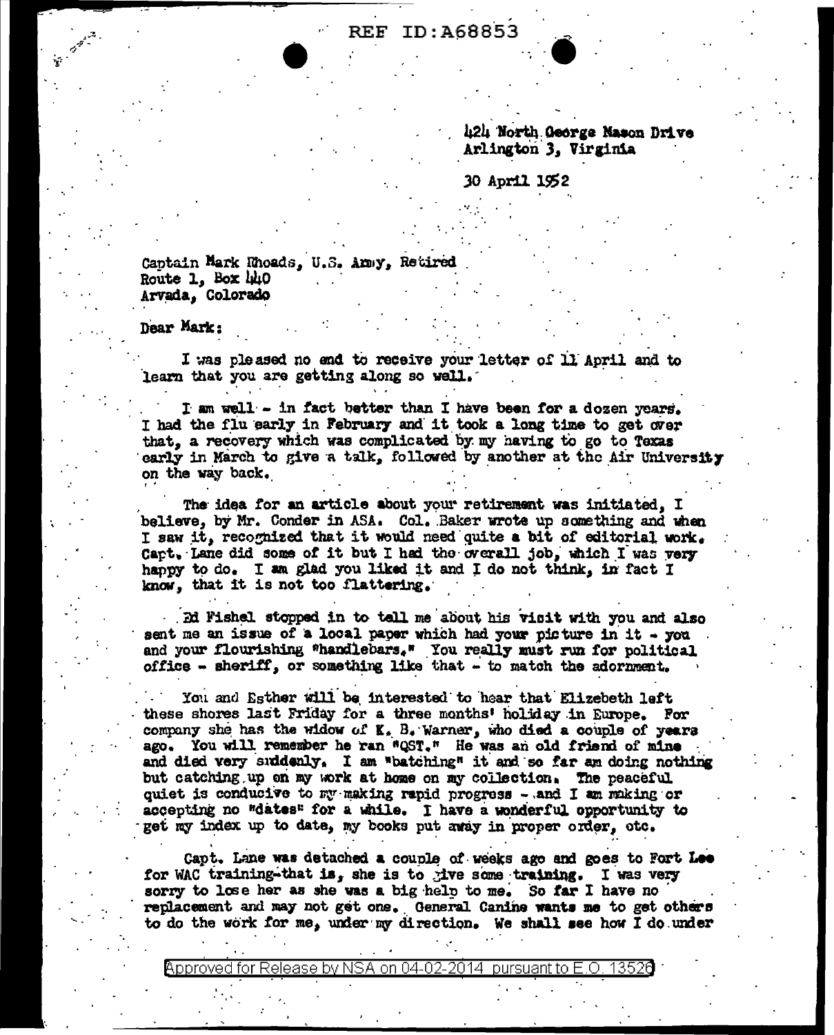REF ID:A68853

424 North George Mason Drive
Arlington 3, Virginia

30 April 1952

Captain Mark Rhoads, U.S. Army, Retired
Route 1, Box 440
Arvada, Colorado

Dear Mark:

I was pleased no end to receive your letter of 11 April and to learn that you are getting along so well.

I am well - in fact better than I have been for a dozen years. I had the flu early in February and it took a long time to get over that, a recovery which was complicated by my having to go to Texas early in March to give a talk, followed by another at the Air University on the way back.

The idea for an article about your retirement was initiated, I believe, by Mr. Conder in ASA. Col. Baker wrote up something and when I saw it, recognized that it would need quite a bit of editorial work. Capt. Lane did some of it but I had the overall job, which I was very happy to do. I am glad you liked it and I do not think, in fact I know, that it is not too flattering.

Ed Fishel stopped in to tell me about his visit with you and also sent me an issue of a local paper which had your picture in it - you and your flourishing "handlebars." You really must run for political office - sheriff, or something like that - to match the adornment.

You and Esther will be interested to hear that Elizebeth left these shores last Friday for a three months' holiday in Europe. For company she has the widow of K. B. Warner, who died a couple of years ago. You will remember he ran "QST." He was an old friend of mine and died very suddenly. I am "batching" it and so far am doing nothing but catching up on my work at home on my collection. The peaceful quiet is conducive to my making rapid progress - and I am making or accepting no "dates" for a while. I have a wonderful opportunity to get my index up to date, my books put away in proper order, etc.

Capt. Lane was detached a couple of weeks ago and goes to Fort Lee for WAC training-that is, she is to give some training. I was very sorry to lose her as she was a big help to me. So far I have no replacement and may not get one. General Canine wants me to get others to do the work for me, under my direction. We shall see how I do under

Approved for Release by NSA on 04-02-2014 pursuant to E.O. 13526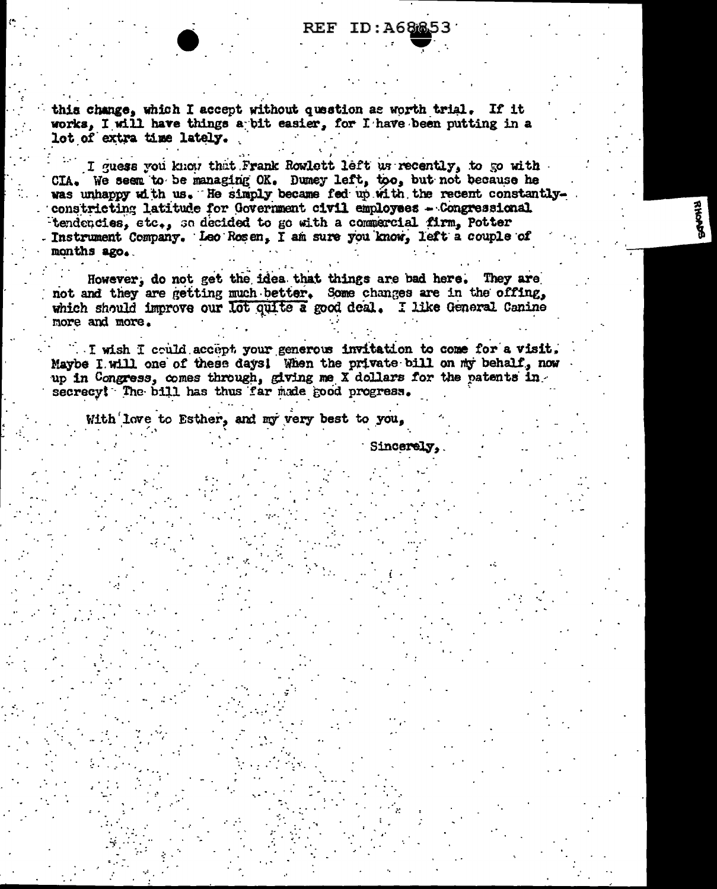this change, which I accept without question as worth trial. If it works, I will have things a bit easier, for I have been putting in a lot of extra time lately.

I guess you know that Frank Rowlett left us recently, to go with CIA. We seem to be managing OK. Dumey left, too, but not because he was unhappy with us. He simply became fed up with the recent constantly-constricting latitude for Government civil employees - Congressional tendencies, etc., so decided to go with a commercial firm, Potter Instrument Company. Leo Rosen, I am sure you know, left a couple of months ago.

However, do not get the idea that things are bad here. They are not and they are getting much better. Some changes are in the offing, which should improve our lot quite a good deal. I like General Canine more and more.

I wish I could accept your generous invitation to come for a visit. Maybe I will one of these days! When the private bill on my behalf, now up in Congress, comes through, giving me X dollars for the patents in secrecy! The bill has thus far made good progress.

With love to Esther, and my very best to you,

Sincerely,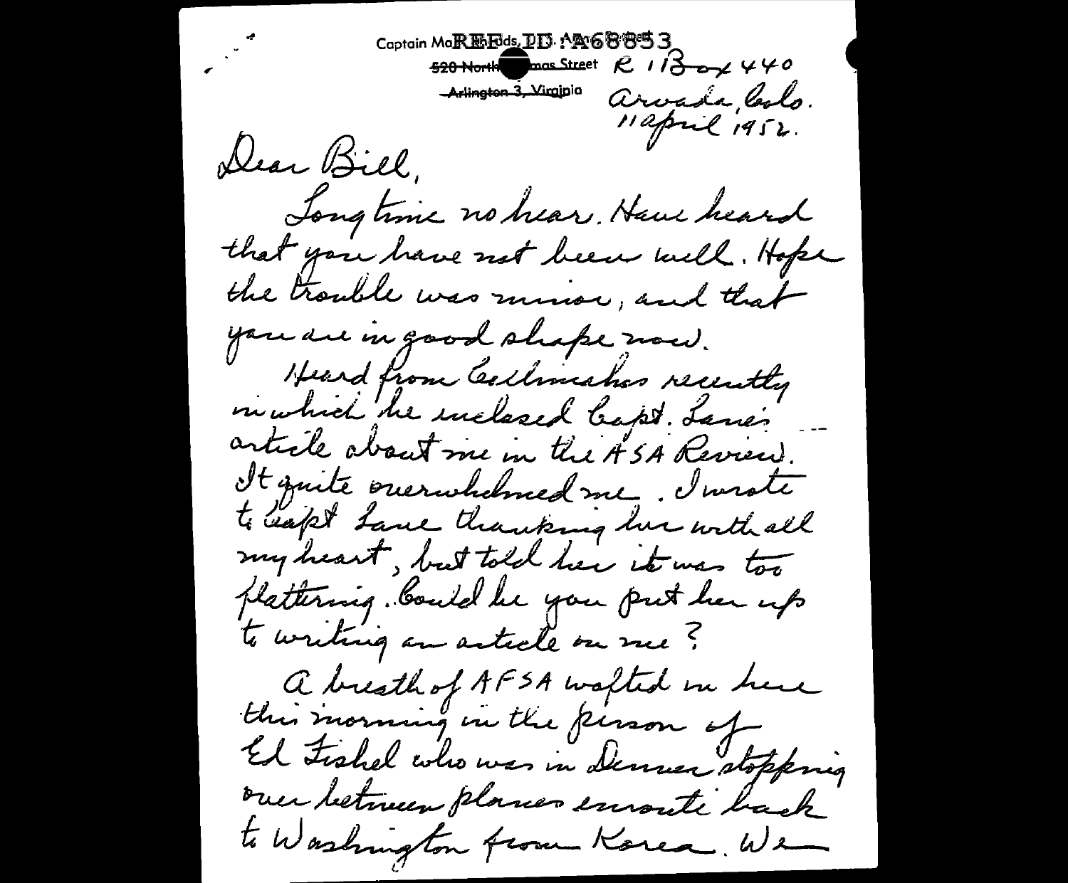Captain Ma... REF ID: A68853
~~520 North ... mas Street~~ R 1 Box 440
~~Arlington 3, Virginia~~ Arvada, Colo.
11 April 1952.

Dear Bill,

Long time no hear. Have heard that you have not been well. Hope the trouble was minor, and that you are in good shape now.

Heard from Collins ... recently in which he enclosed Capt. Lane's article about me in the ASA Review. It quite overwhelmed me. I wrote to Capt Lane thanking her with all my heart, but told her it was too flattering. Could be you put her up to writing an article on me?

A breath of AFSA wafted in here this morning in the person of Ed Fishel who was in Denver stopping over between planes enroute back to Washington from Korea. We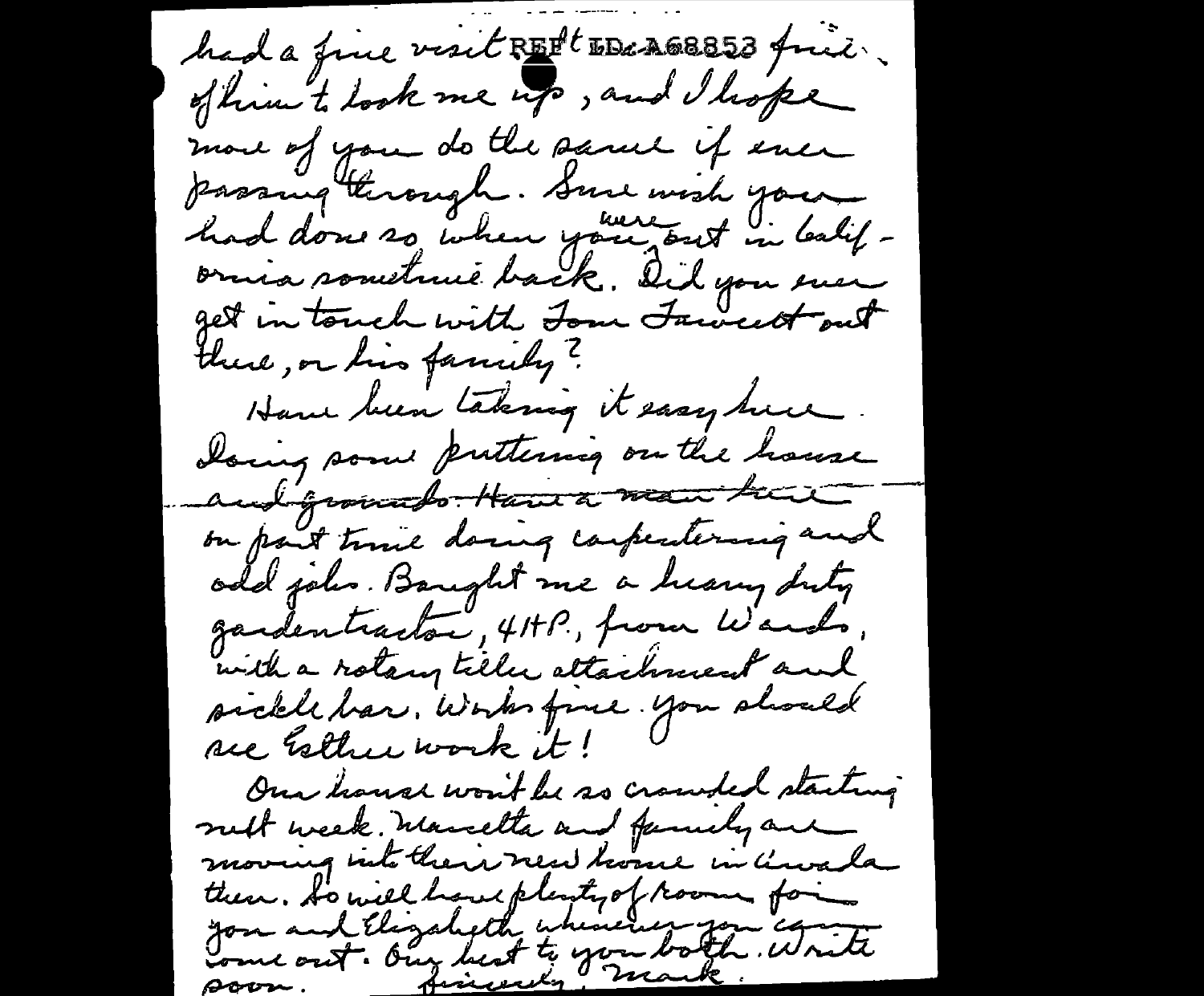had a fine visit REF ID:A68853 fine of him to look me up, and I hope more of you do the same if ever passing through. Sure wish you had done so when you were out in California sometime back. Did you ever get in touch with Tom Fawcett out there, or his family?

Have been taking it easy here. Doing some puttering on the house ~~and grounds. Have a man here~~ on part time doing carpentering and odd jobs. Bought me a heavy duty gardentractor, 4HP., from Wards, with a rotary tiller attachment and sickle bar. Works fine. You should see Esther work it!

Our house won't be so crowded starting next week. Marcella and family are moving into their new home in Liwala then. So will have plenty of room for you and Elizabeth whenever you can come out. Our best to you both. Write soon.

Sincerely, Mark.